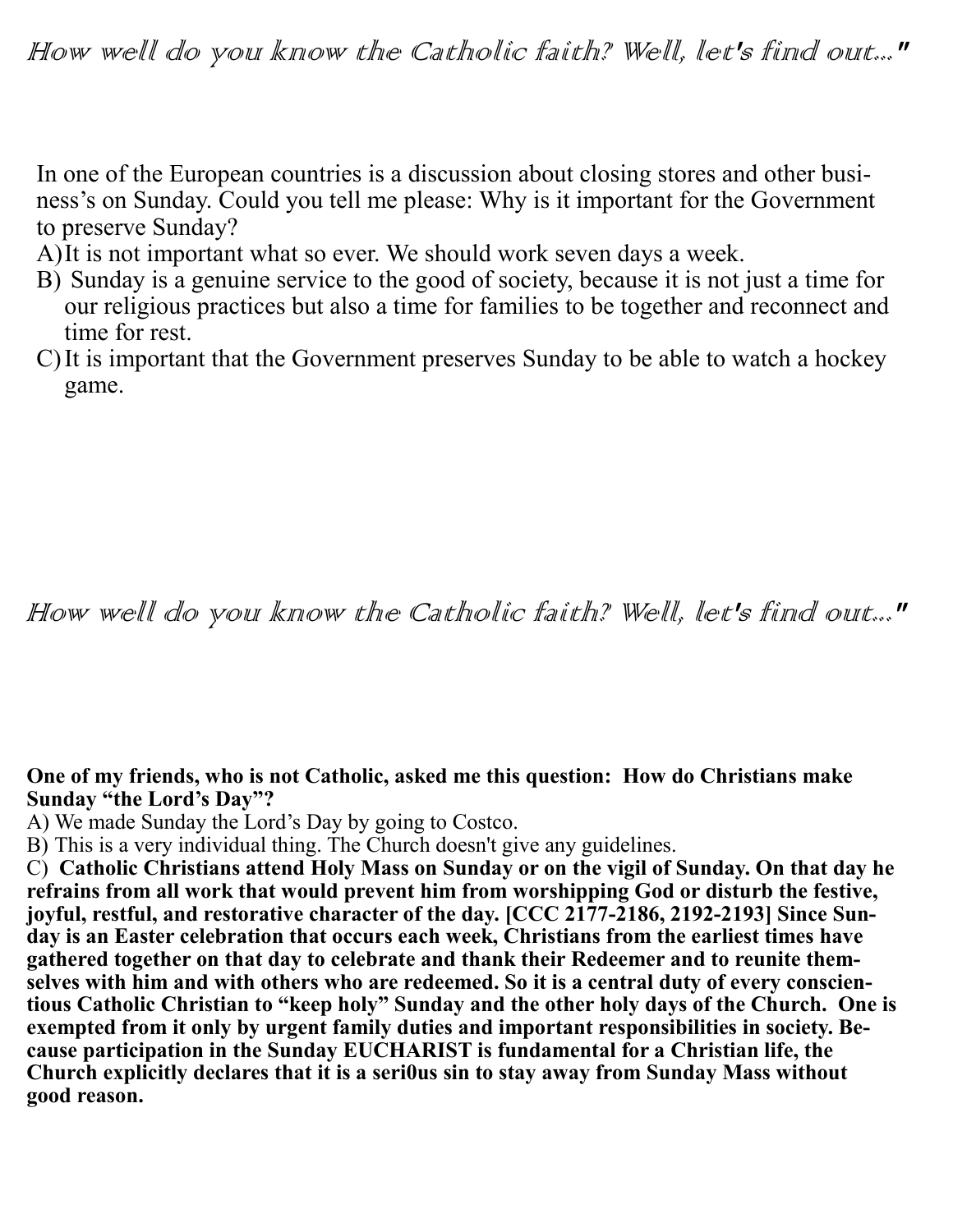*How well do you know the Catholic faith? Well, let's find out..."*

In one of the European countries is a discussion about closing stores and other business's on Sunday. Could you tell me please: Why is it important for the Government to preserve Sunday?

A) It is not important what so ever. We should work seven days a week.

B) Sunday is a genuine service to the good of society, because it is not just a time for our religious practices but also a time for families to be together and reconnect and time for rest.

C) It is important that the Government preserves Sunday to be able to watch a hockey game.

*How well do you know the Catholic faith? Well, let's find out..."*

**One of my friends, who is not Catholic, asked me this question: How do Christians make Sunday "the Lord's Day"?**

A) We made Sunday the Lord's Day by going to Costco.

B) This is a very individual thing. The Church doesn't give any guidelines.

C) **Catholic Christians attend Holy Mass on Sunday or on the vigil of Sunday. On that day he refrains from all work that would prevent him from worshipping God or disturb the festive, joyful, restful, and restorative character of the day. [CCC 2177-2186, 2192-2193] Since Sunday is an Easter celebration that occurs each week, Christians from the earliest times have gathered together on that day to celebrate and thank their Redeemer and to reunite themselves with him and with others who are redeemed. So it is a central duty of every conscientious Catholic Christian to "keep holy" Sunday and the other holy days of the Church. One is exempted from it only by urgent family duties and important responsibilities in society. Because participation in the Sunday EUCHARIST is fundamental for a Christian life, the Church explicitly declares that it is a seri0us sin to stay away from Sunday Mass without good reason.**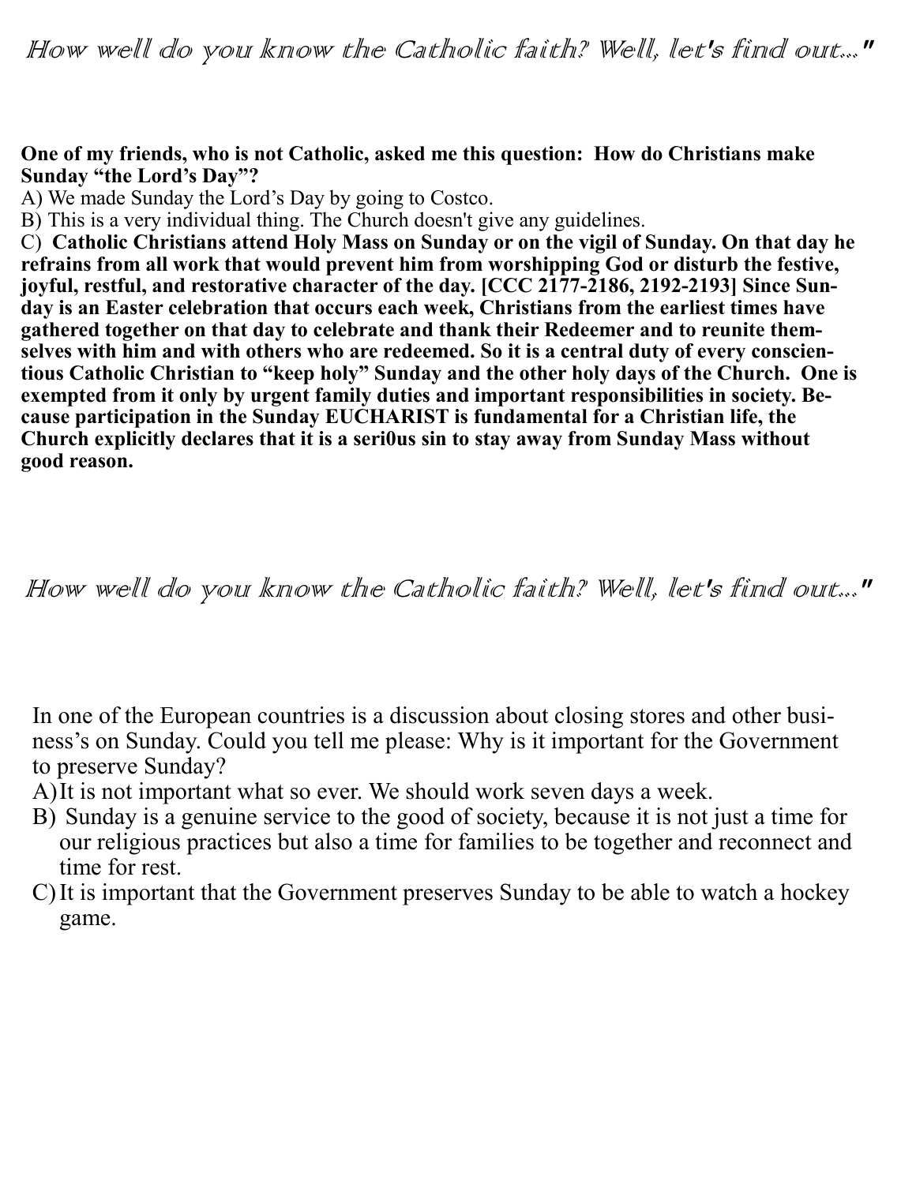*How well do you know the Catholic faith? Well, let's find out..."*

**One of my friends, who is not Catholic, asked me this question: How do Christians make Sunday "the Lord's Day"?**

A) We made Sunday the Lord's Day by going to Costco.

B) This is a very individual thing. The Church doesn't give any guidelines.

C) **Catholic Christians attend Holy Mass on Sunday or on the vigil of Sunday. On that day he refrains from all work that would prevent him from worshipping God or disturb the festive, joyful, restful, and restorative character of the day. [CCC 2177-2186, 2192-2193] Since Sunday is an Easter celebration that occurs each week, Christians from the earliest times have gathered together on that day to celebrate and thank their Redeemer and to reunite themselves with him and with others who are redeemed. So it is a central duty of every conscientious Catholic Christian to "keep holy" Sunday and the other holy days of the Church. One is exempted from it only by urgent family duties and important responsibilities in society. Because participation in the Sunday EUCHARIST is fundamental for a Christian life, the Church explicitly declares that it is a seri0us sin to stay away from Sunday Mass without good reason.**

*How well do you know the Catholic faith? Well, let's find out..."*

In one of the European countries is a discussion about closing stores and other business's on Sunday. Could you tell me please: Why is it important for the Government to preserve Sunday?

A) It is not important what so ever. We should work seven days a week.

B) Sunday is a genuine service to the good of society, because it is not just a time for our religious practices but also a time for families to be together and reconnect and time for rest.

C) It is important that the Government preserves Sunday to be able to watch a hockey game.